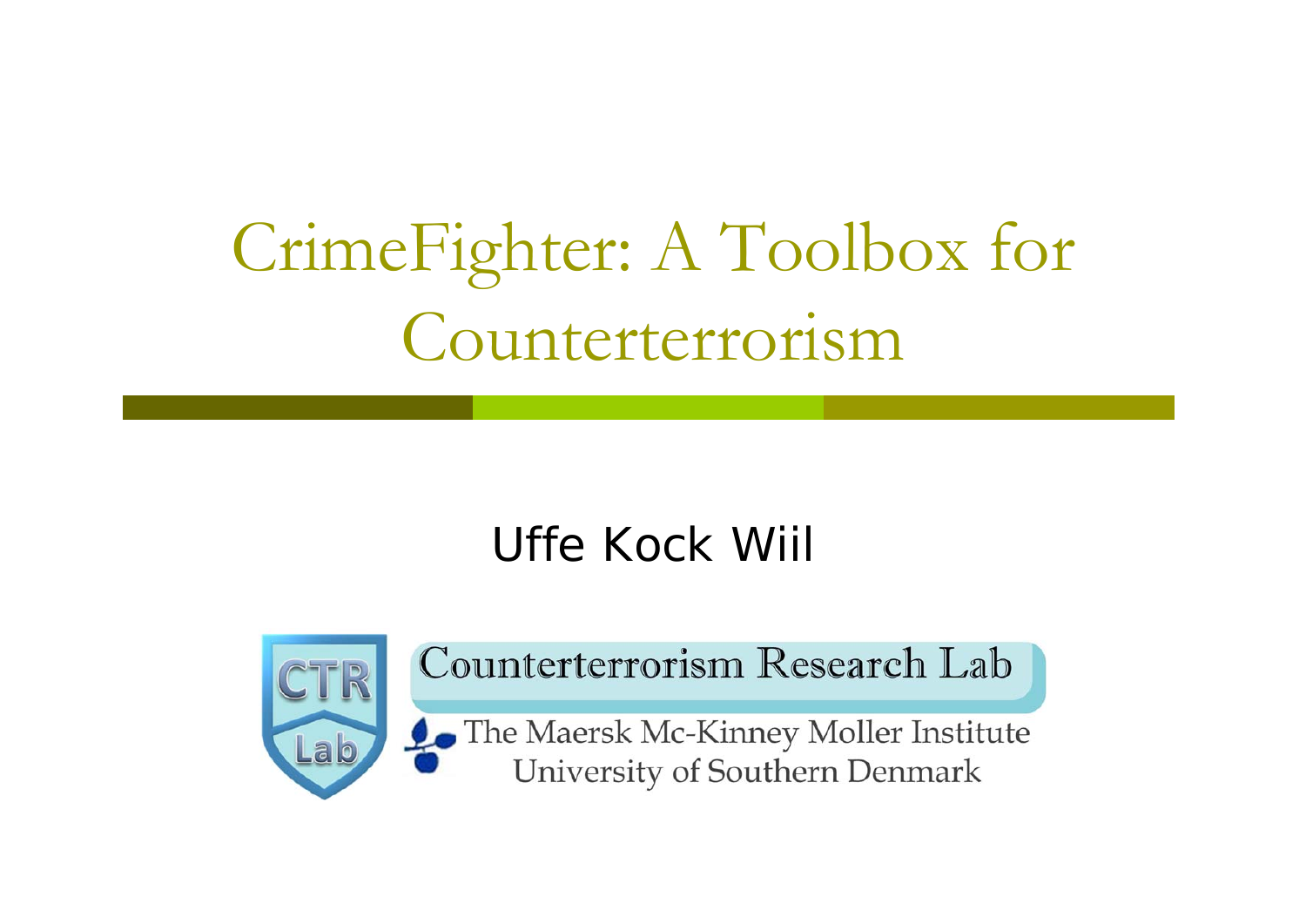# CrimeFighter: A Toolbox for Counterterrorism

Uffe Kock Wiil

Counterterrorism Research Lab

The Maersk Mc-Kinney Moller Institute
University of Southern Denmark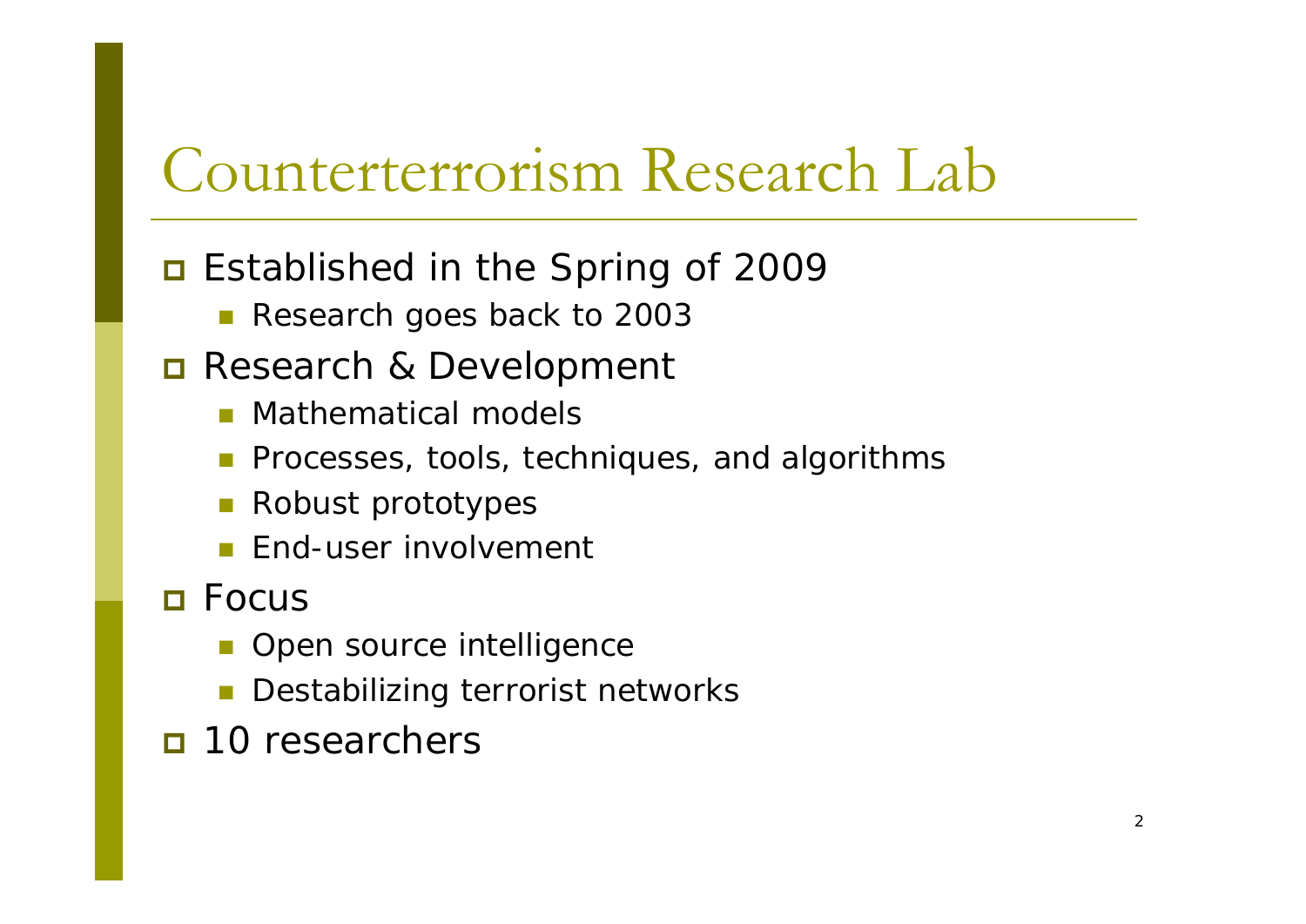# Counterterrorism Research Lab

- Established in the Spring of 2009
  - Research goes back to 2003
- Research & Development
  - Mathematical models
  - Processes, tools, techniques, and algorithms
  - Robust prototypes
  - End-user involvement
- Focus
  - Open source intelligence
  - Destabilizing terrorist networks
- 10 researchers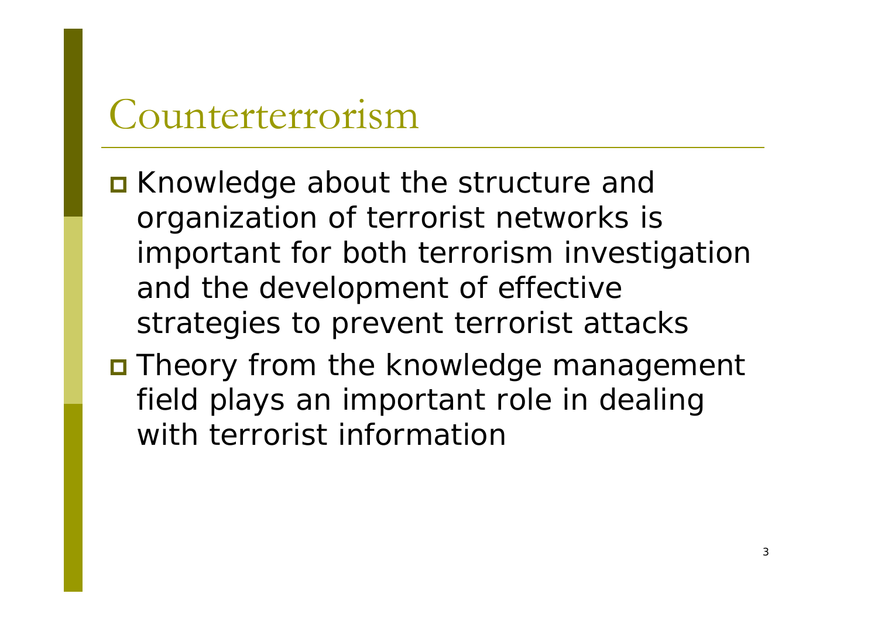# Counterterrorism

- Knowledge about the structure and organization of terrorist networks is important for both terrorism investigation and the development of effective strategies to prevent terrorist attacks
- Theory from the knowledge management field plays an important role in dealing with terrorist information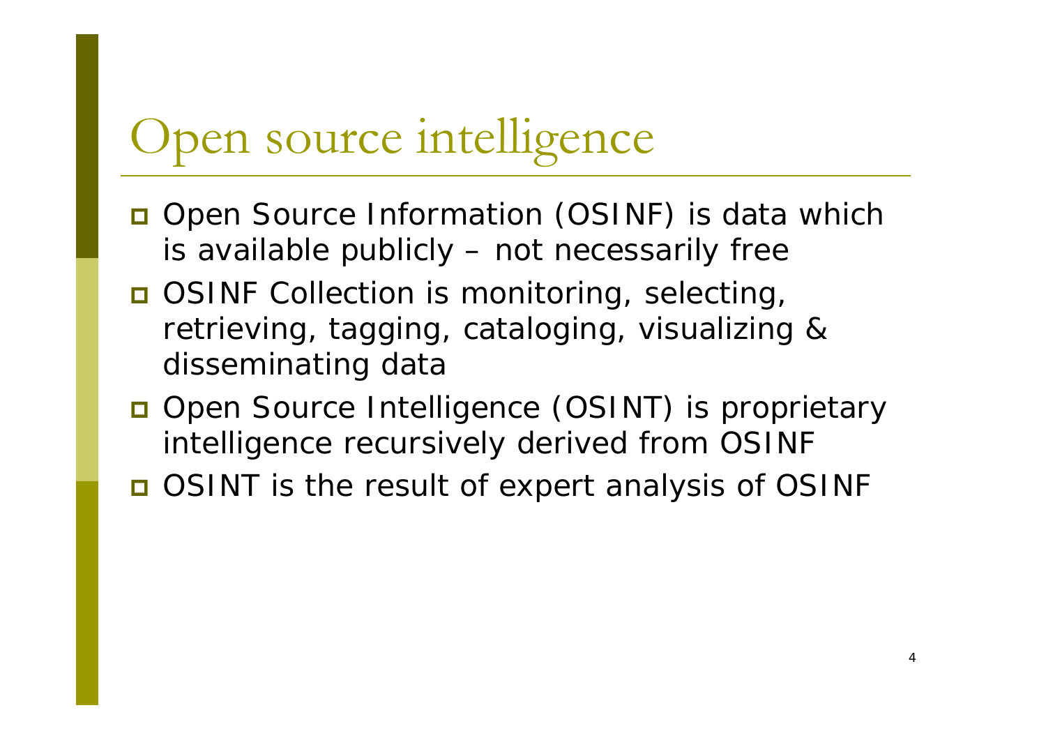# Open source intelligence

- Open Source Information (OSINF) is data which is available publicly – not necessarily free
- OSINF Collection is monitoring, selecting, retrieving, tagging, cataloging, visualizing & disseminating data
- Open Source Intelligence (OSINT) is proprietary intelligence recursively derived from OSINF
- OSINT is the result of expert analysis of OSINF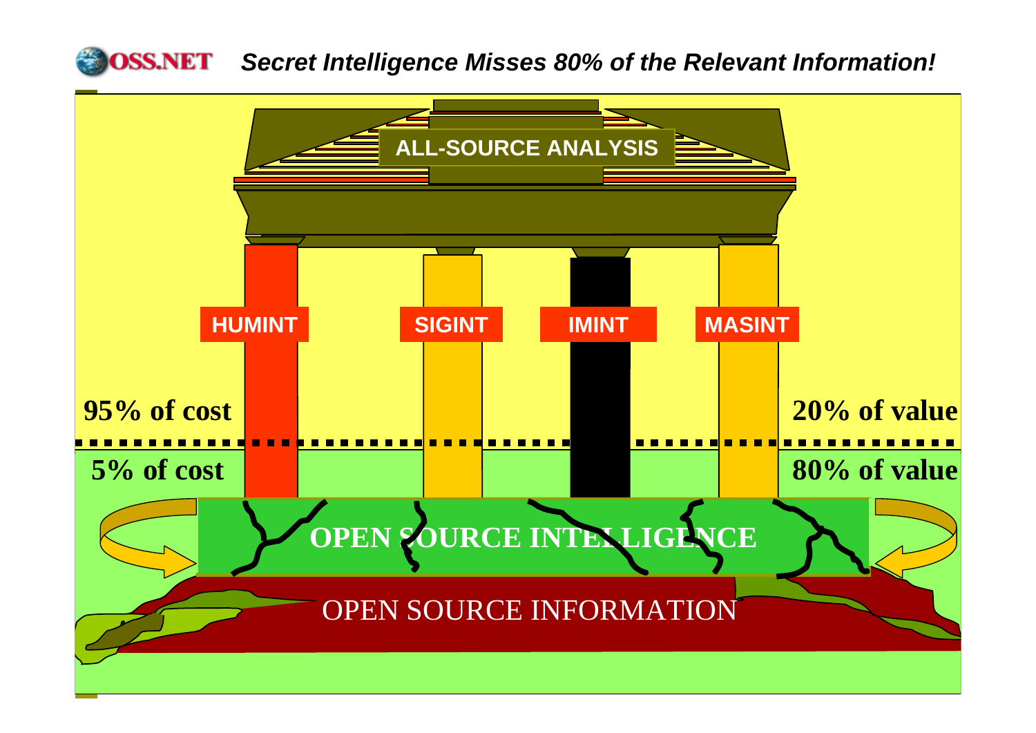# Secret Intelligence Misses 80% of the Relevant Information!

ALL-SOURCE ANALYSIS

HUMINT

SIGINT

IMINT

MASINT

95% of cost

20% of value

5% of cost

80% of value

OPEN SOURCE INTELLIGENCE

OPEN SOURCE INFORMATION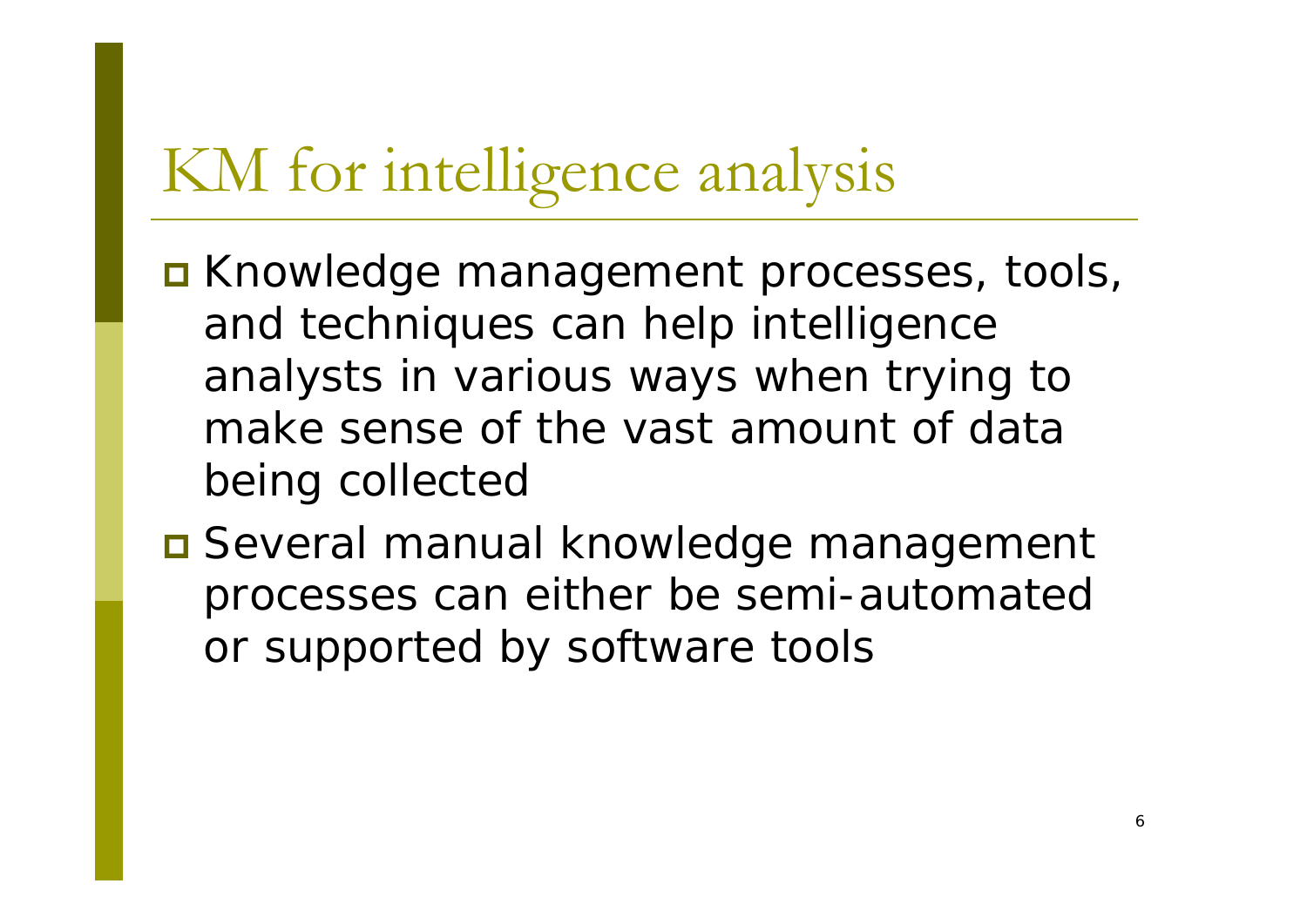# KM for intelligence analysis

- Knowledge management processes, tools, and techniques can help intelligence analysts in various ways when trying to make sense of the vast amount of data being collected
- Several manual knowledge management processes can either be semi-automated or supported by software tools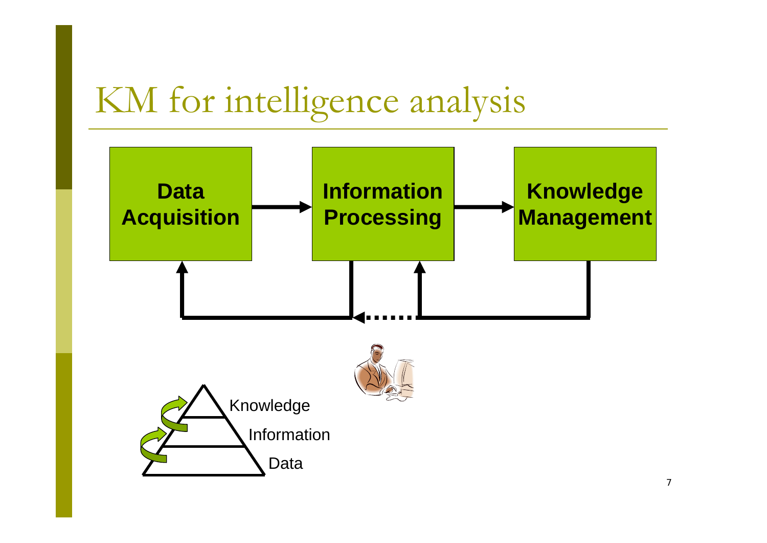# KM for intelligence analysis

Data Acquisition → Information Processing → Knowledge Management

Knowledge

Information

Data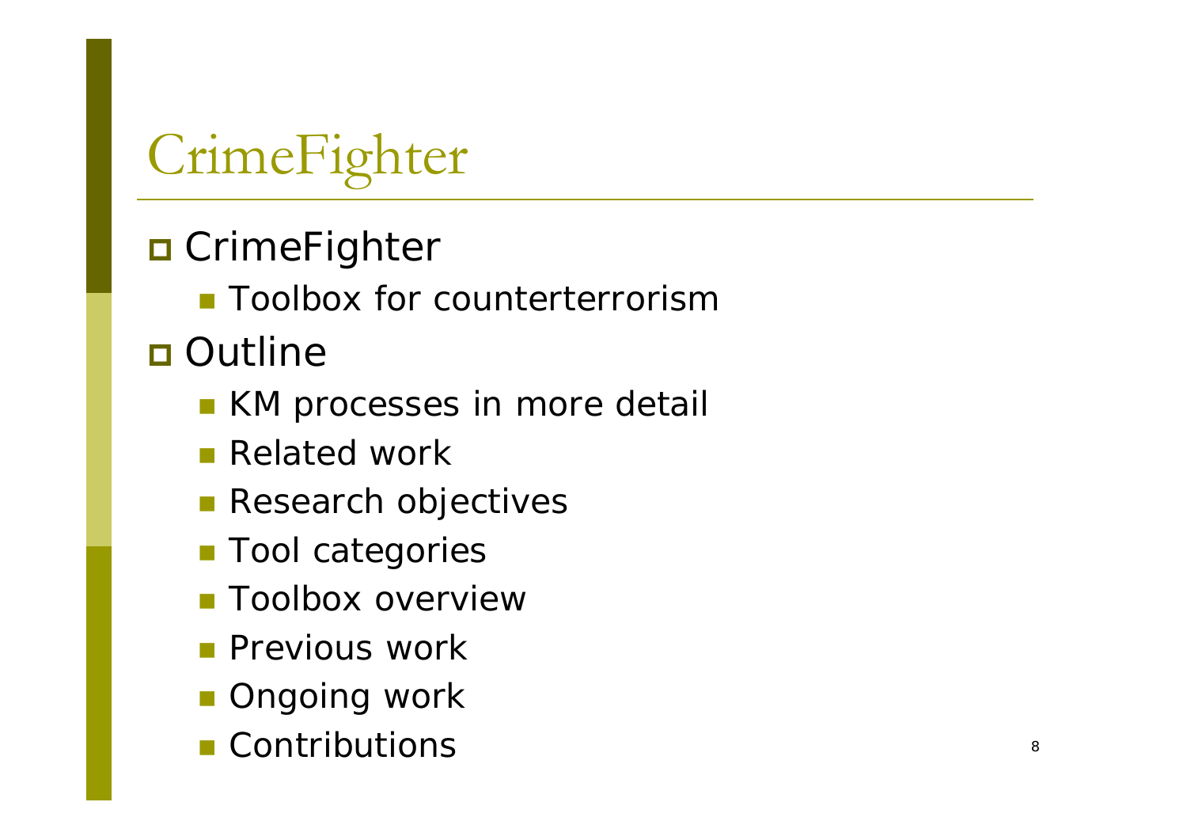# CrimeFighter

- CrimeFighter
  - Toolbox for counterterrorism
- Outline
  - KM processes in more detail
  - Related work
  - Research objectives
  - Tool categories
  - Toolbox overview
  - Previous work
  - Ongoing work
  - Contributions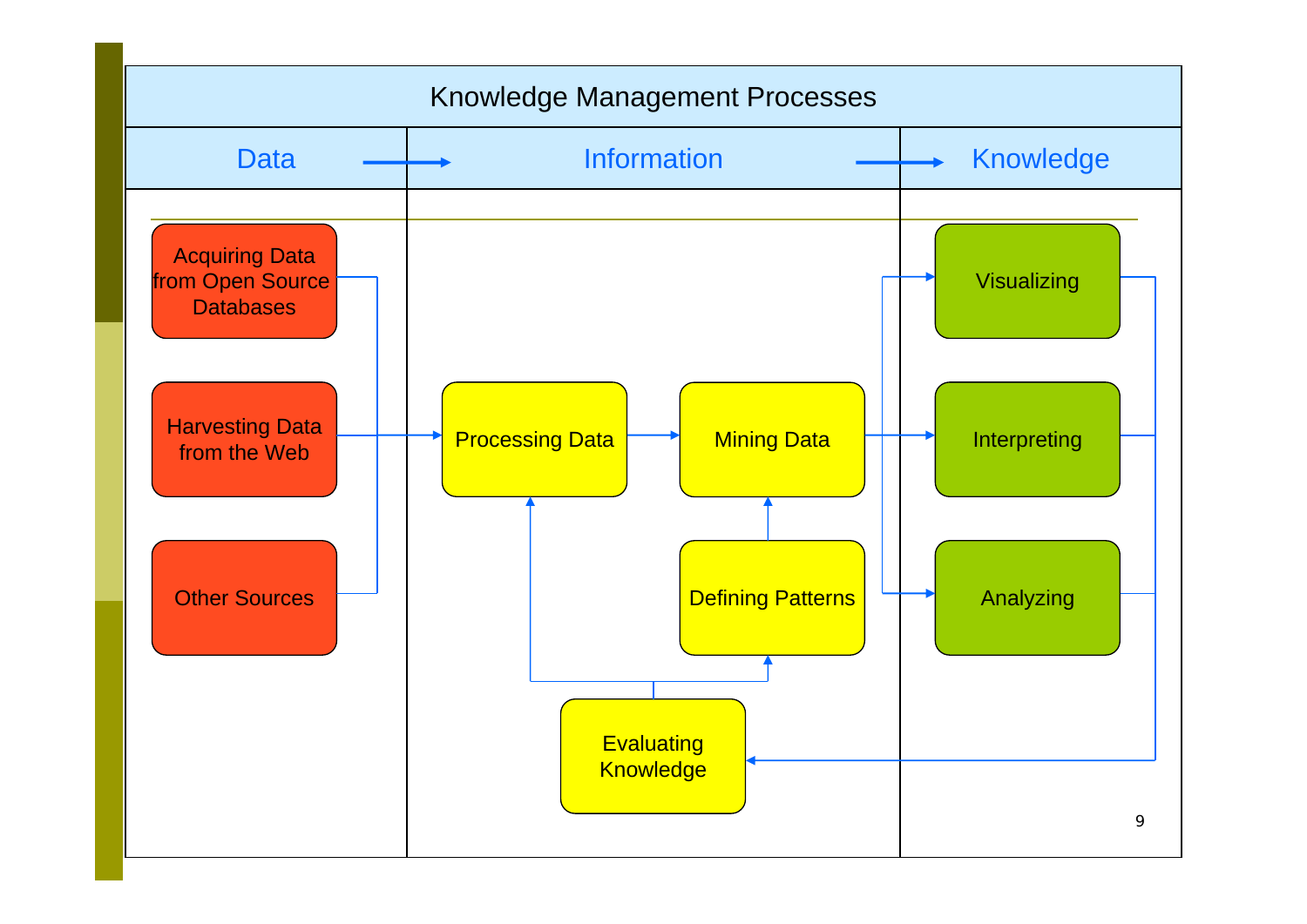# Knowledge Management Processes

| Data → | Information → | Knowledge |
|---|---|---|
| Acquiring Data from Open Source Databases | Processing Data | Visualizing |
| Harvesting Data from the Web | Mining Data | Interpreting |
| Other Sources | Defining Patterns | Analyzing |
| | Evaluating Knowledge | |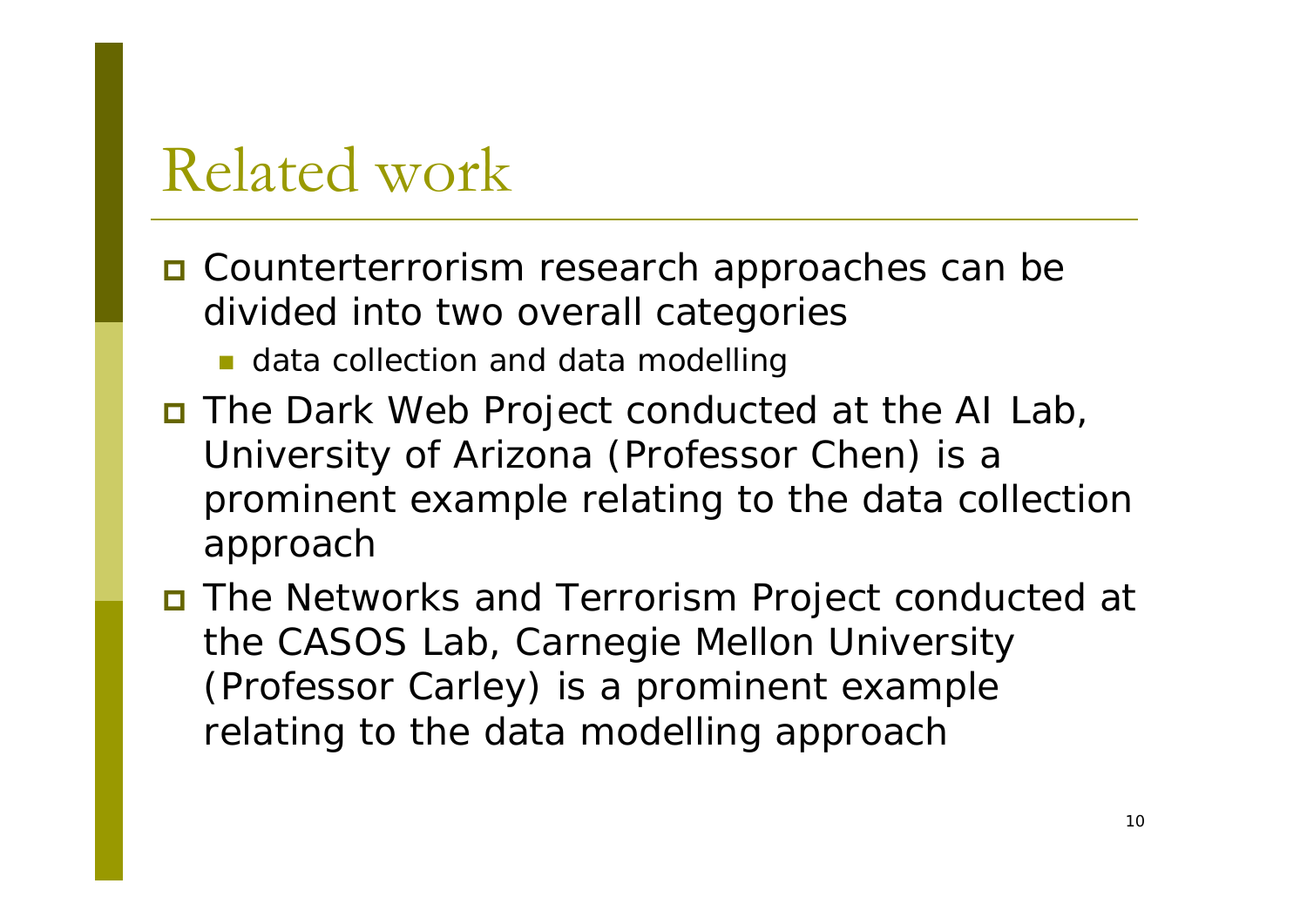# Related work

- Counterterrorism research approaches can be divided into two overall categories
  - data collection and data modelling
- The Dark Web Project conducted at the AI Lab, University of Arizona (Professor Chen) is a prominent example relating to the data collection approach
- The Networks and Terrorism Project conducted at the CASOS Lab, Carnegie Mellon University (Professor Carley) is a prominent example relating to the data modelling approach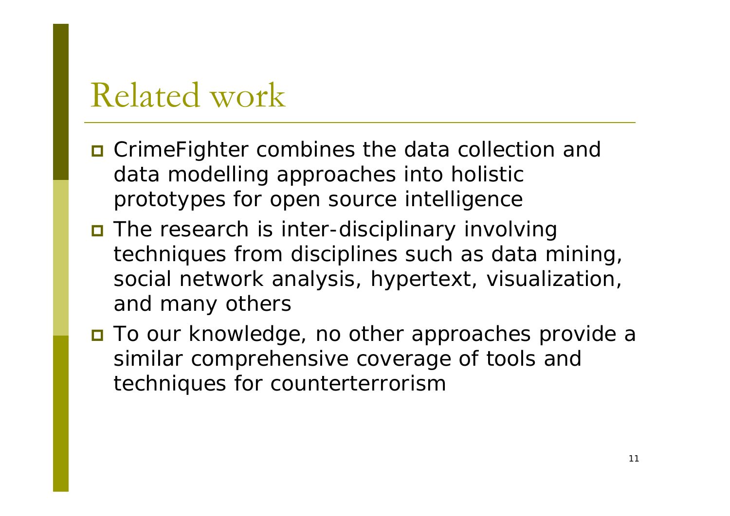# Related work

- CrimeFighter combines the data collection and data modelling approaches into holistic prototypes for open source intelligence
- The research is inter-disciplinary involving techniques from disciplines such as data mining, social network analysis, hypertext, visualization, and many others
- To our knowledge, no other approaches provide a similar comprehensive coverage of tools and techniques for counterterrorism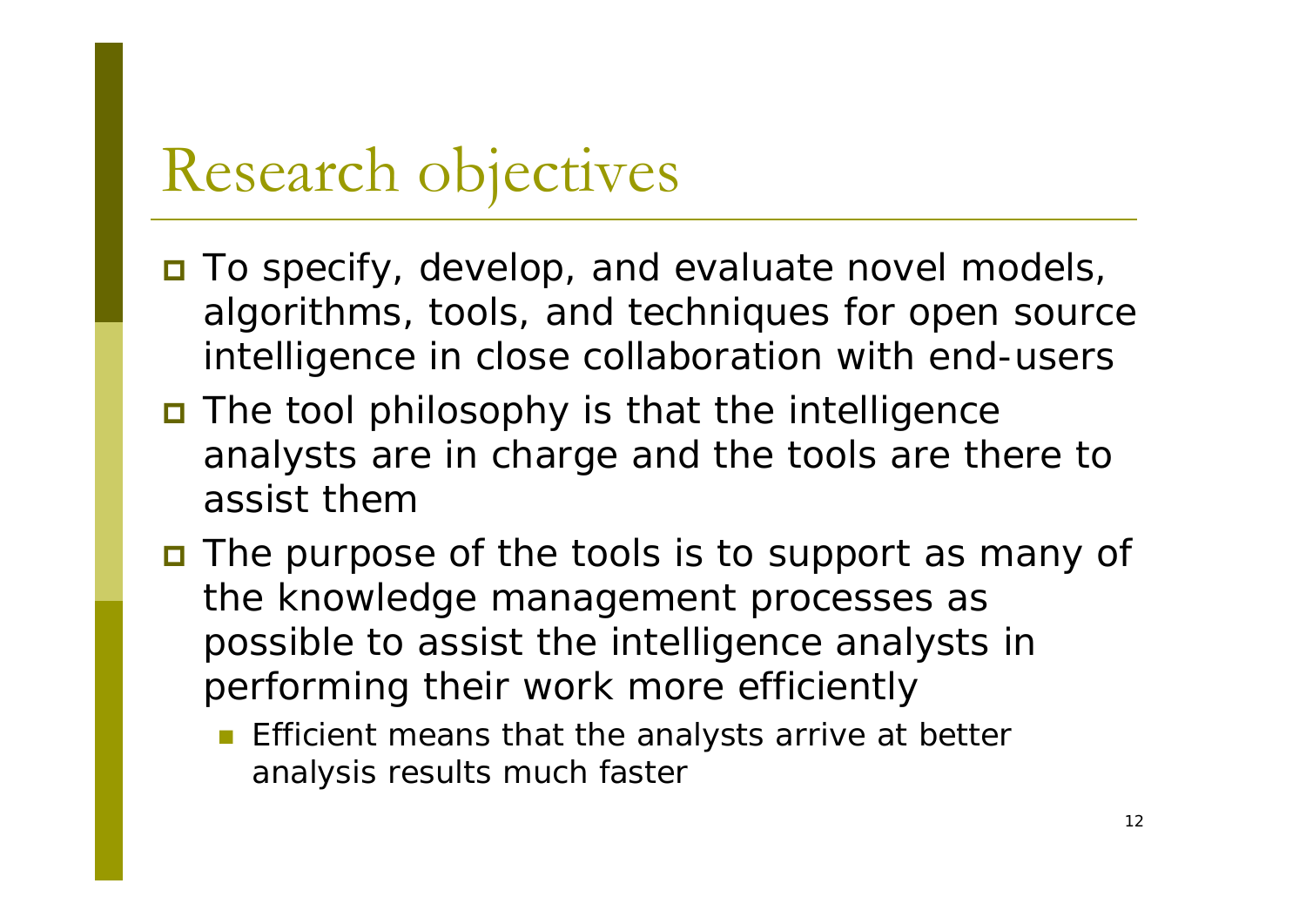# Research objectives

- To specify, develop, and evaluate novel models, algorithms, tools, and techniques for open source intelligence in close collaboration with end-users
- The tool philosophy is that the intelligence analysts are in charge and the tools are there to assist them
- The purpose of the tools is to support as many of the knowledge management processes as possible to assist the intelligence analysts in performing their work more efficiently
  - Efficient means that the analysts arrive at better analysis results much faster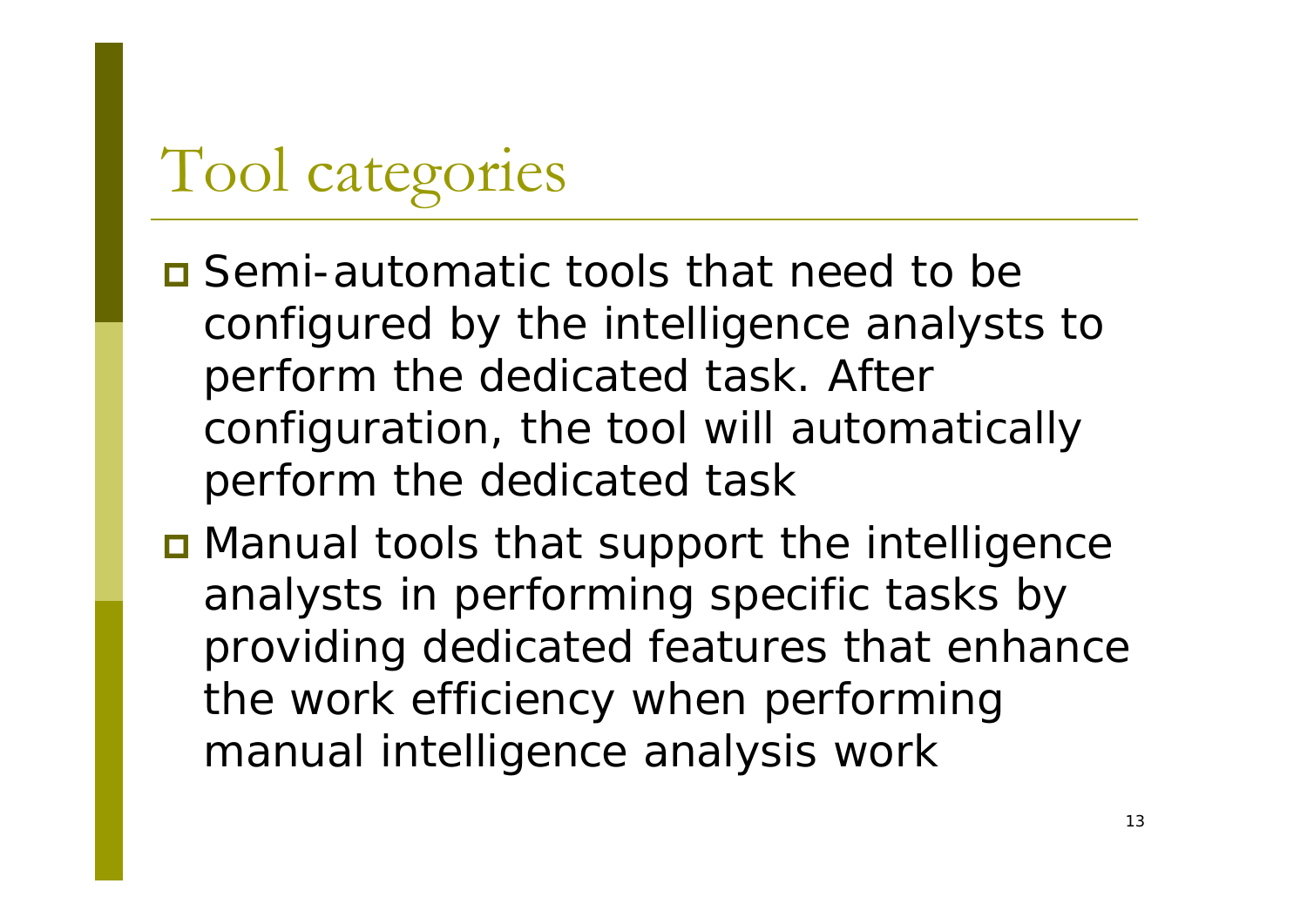# Tool categories

- Semi-automatic tools that need to be configured by the intelligence analysts to perform the dedicated task. After configuration, the tool will automatically perform the dedicated task
- Manual tools that support the intelligence analysts in performing specific tasks by providing dedicated features that enhance the work efficiency when performing manual intelligence analysis work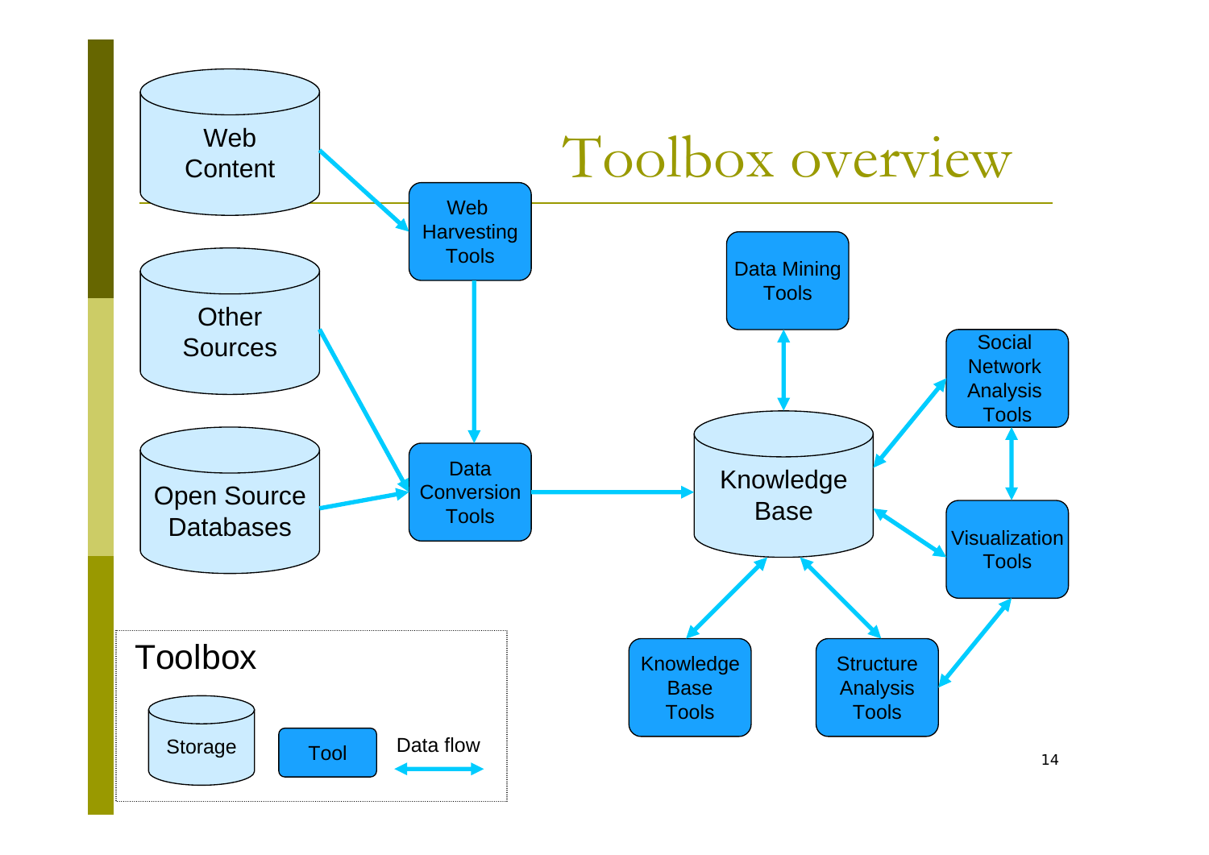# Toolbox overview

- Web Content → Web Harvesting Tools
- Web Harvesting Tools → Data Conversion Tools
- Other Sources → Data Conversion Tools
- Open Source Databases → Data Conversion Tools
- Data Conversion Tools → Knowledge Base
- Knowledge Base ↔ Data Mining Tools
- Knowledge Base ↔ Social Network Analysis Tools
- Knowledge Base ↔ Visualization Tools
- Knowledge Base ↔ Knowledge Base Tools
- Knowledge Base ↔ Structure Analysis Tools
- Social Network Analysis Tools ↔ Visualization Tools
- Visualization Tools ↔ Structure Analysis Tools

**Toolbox**

- Storage
- Tool
- Data flow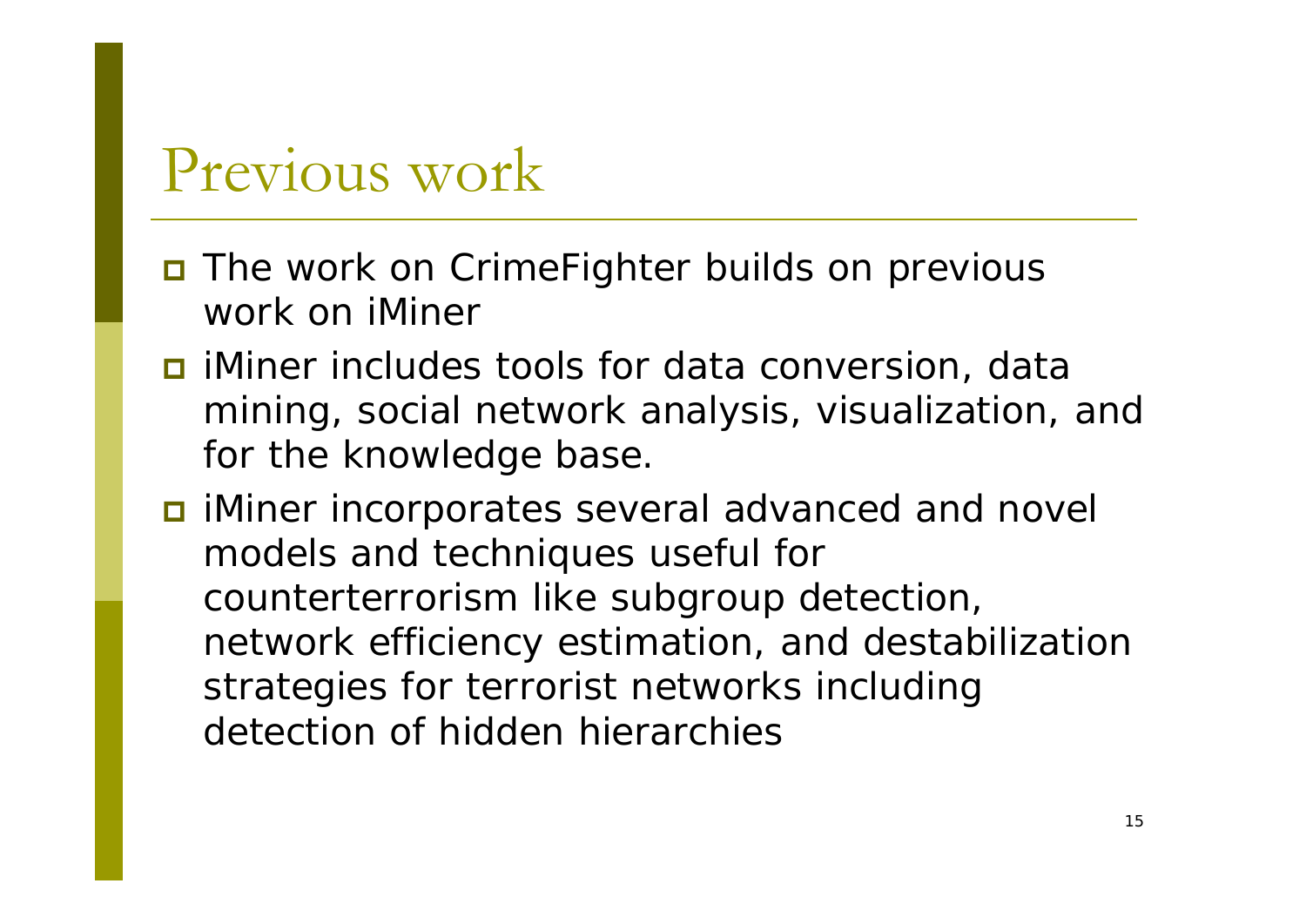# Previous work

- The work on CrimeFighter builds on previous work on iMiner
- iMiner includes tools for data conversion, data mining, social network analysis, visualization, and for the knowledge base.
- iMiner incorporates several advanced and novel models and techniques useful for counterterrorism like subgroup detection, network efficiency estimation, and destabilization strategies for terrorist networks including detection of hidden hierarchies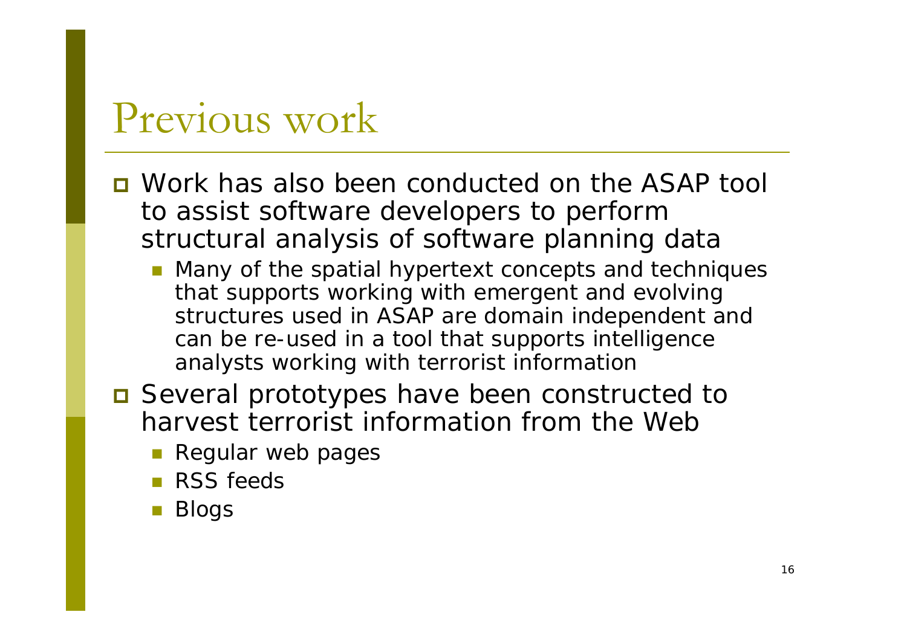# Previous work

- Work has also been conducted on the ASAP tool to assist software developers to perform structural analysis of software planning data
  - Many of the spatial hypertext concepts and techniques that supports working with emergent and evolving structures used in ASAP are domain independent and can be re-used in a tool that supports intelligence analysts working with terrorist information
- Several prototypes have been constructed to harvest terrorist information from the Web
  - Regular web pages
  - RSS feeds
  - Blogs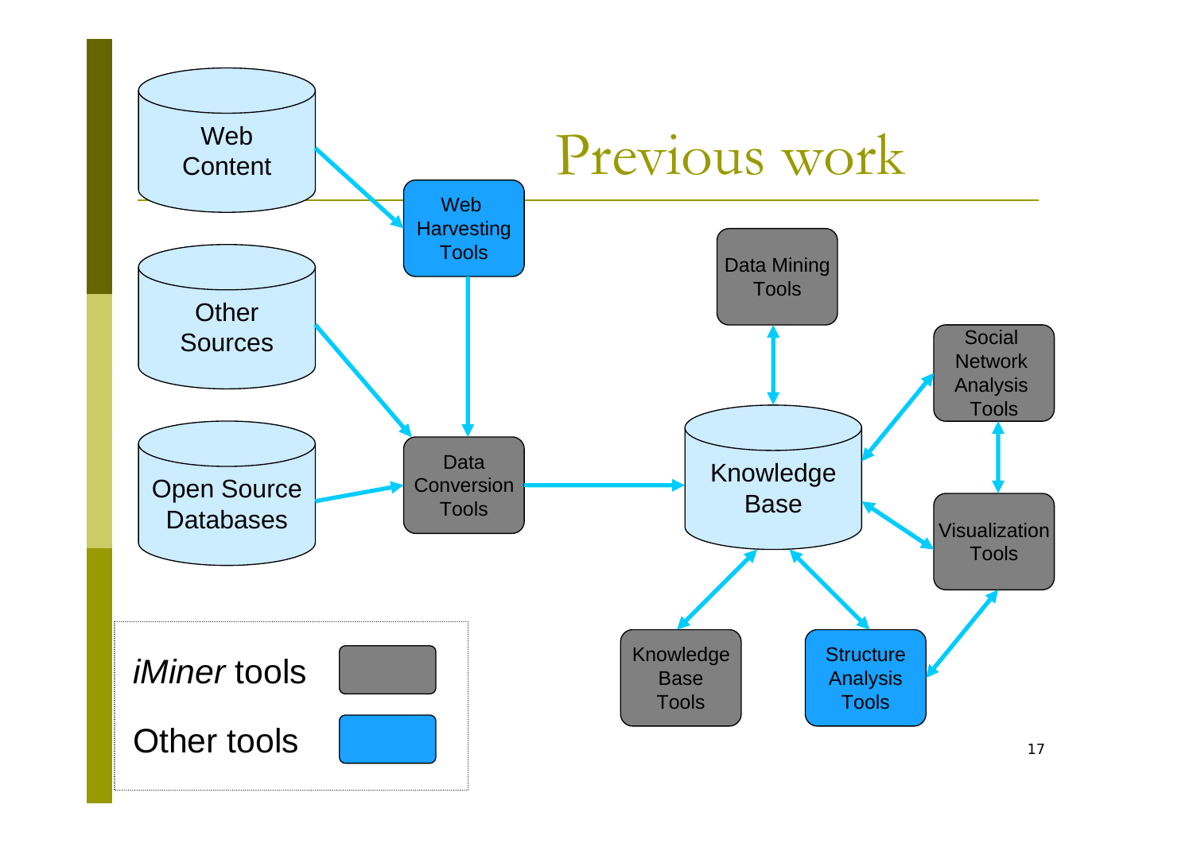# Previous work

Web Content

Other Sources

Open Source Databases

Web Harvesting Tools

Data Conversion Tools

Knowledge Base

Data Mining Tools

Social Network Analysis Tools

Visualization Tools

Knowledge Base Tools

Structure Analysis Tools

*iMiner* tools

Other tools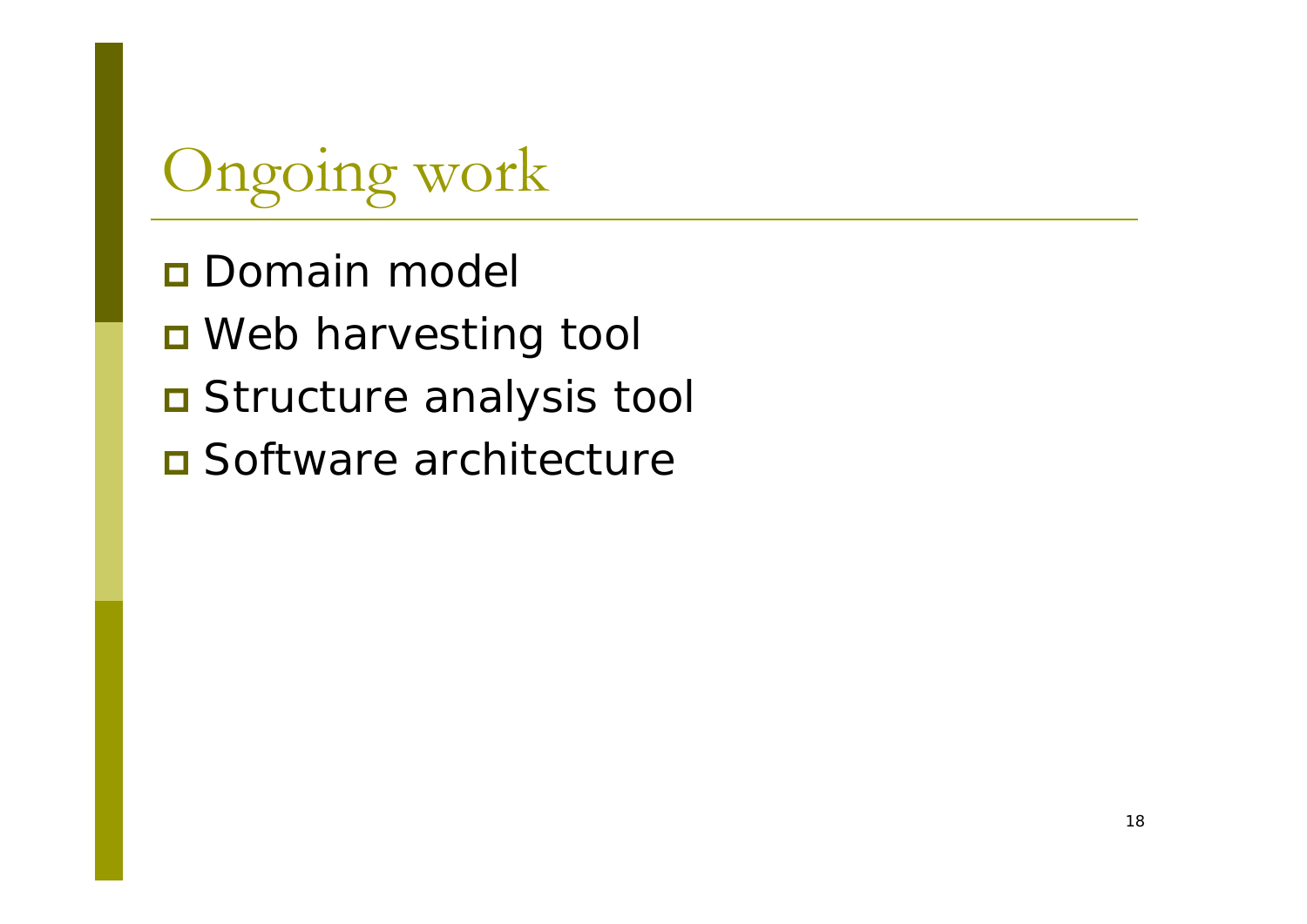# Ongoing work

- Domain model
- Web harvesting tool
- Structure analysis tool
- Software architecture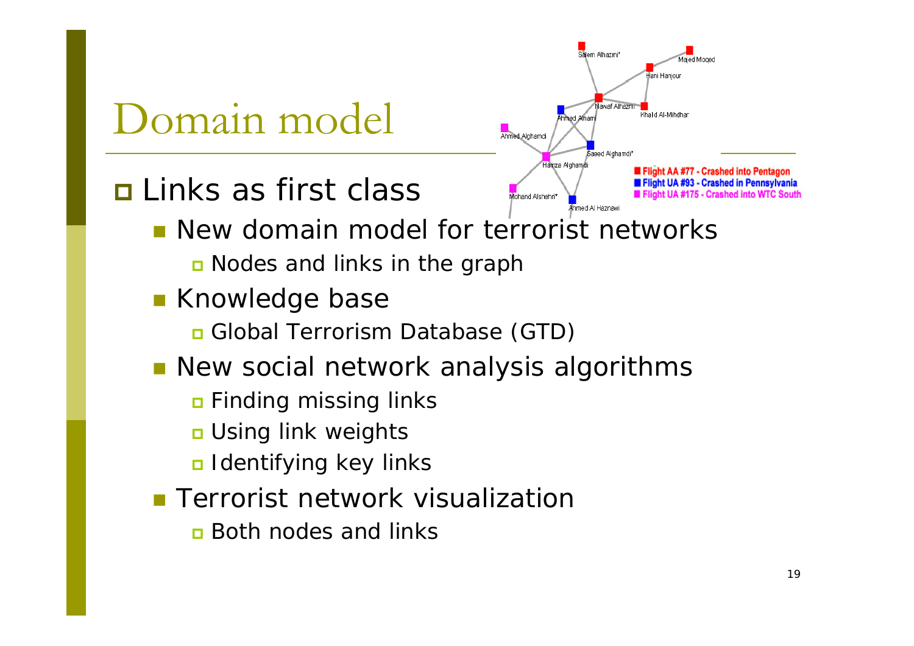# Domain model

- Links as first class
  - New domain model for terrorist networks
    - Nodes and links in the graph
  - Knowledge base
    - Global Terrorism Database (GTD)
  - New social network analysis algorithms
    - Finding missing links
    - Using link weights
    - Identifying key links
  - Terrorist network visualization
    - Both nodes and links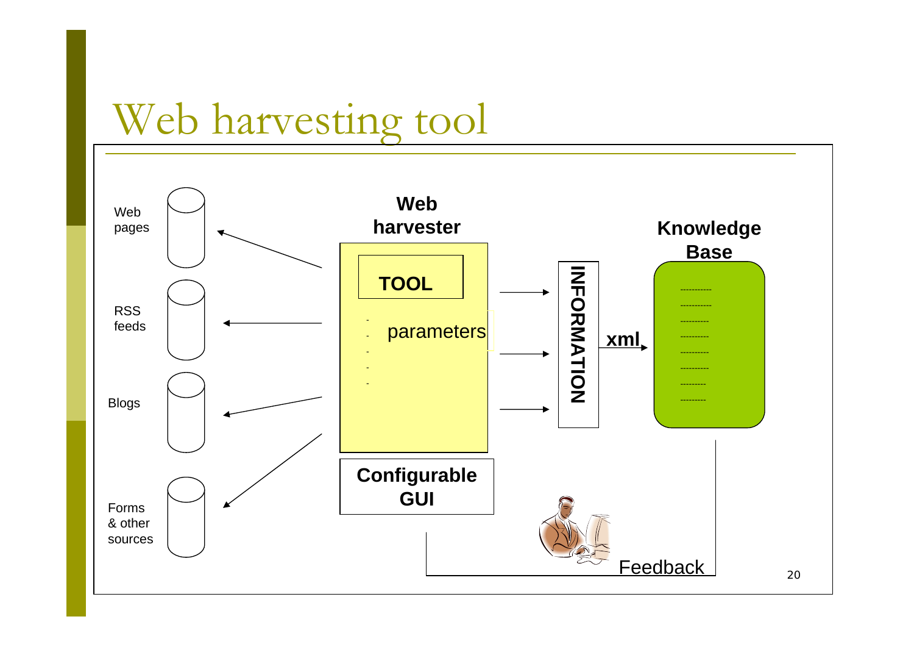# Web harvesting tool

Web pages

RSS feeds

Blogs

Forms & other sources

**Web harvester**

**TOOL**

- 
- parameters
- 
- 
- 

**Configurable GUI**

**INFORMATION**

**xml**

**Knowledge Base**

Feedback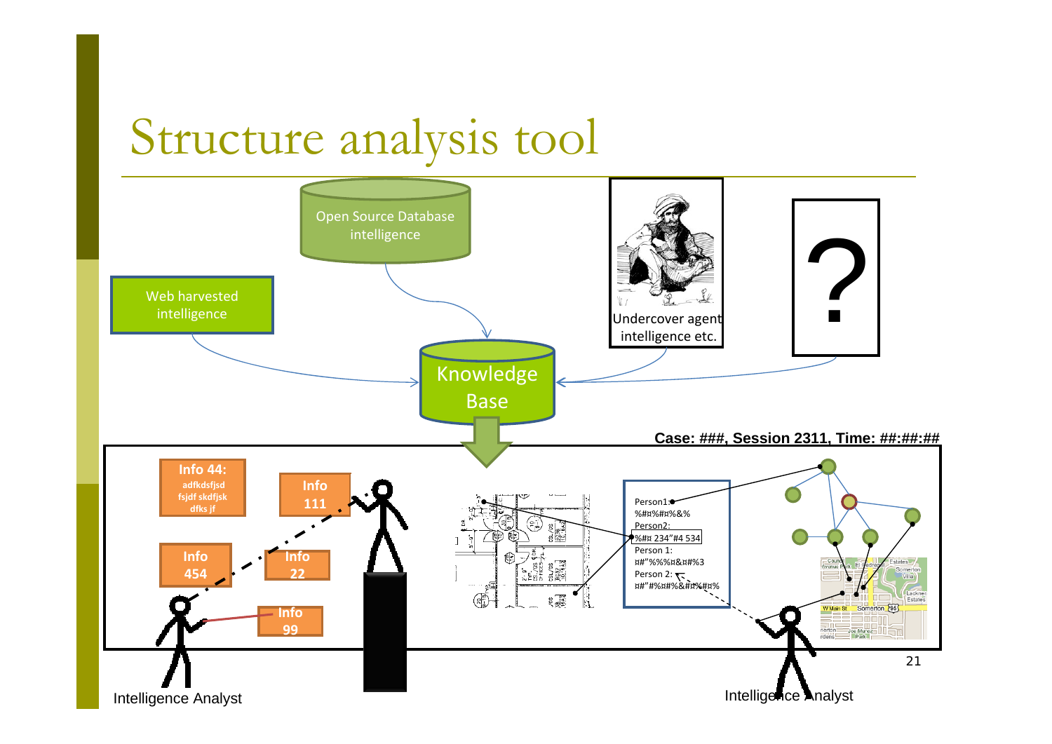# Structure analysis tool

Open Source Database intelligence

Web harvested intelligence

Undercover agent intelligence etc.

?

Knowledge Base

Case: ###, Session 2311, Time: ##:##:##

Info 44: adfkdsfjsd fsjdf skdfjsk dfks jf

Info 111

Info 454

Info 22

Info 99

Person1: %#¤%#¤%&%
Person2: %#¤ 234"#4 534
Person 1: ¤#"%%%¤&¤#%3
Person 2: ¤#"#%¤#%&#¤%#¤%

Intelligence Analyst

Intelligence Analyst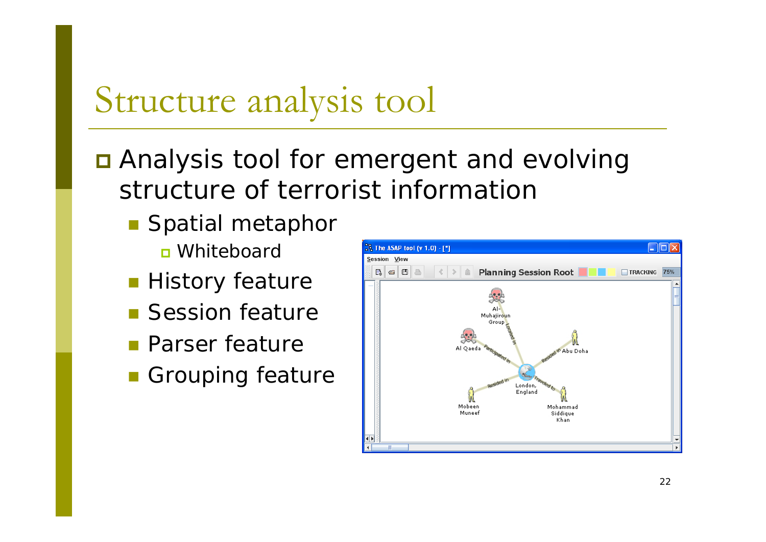# Structure analysis tool

- Analysis tool for emergent and evolving structure of terrorist information
  - Spatial metaphor
    - Whiteboard
  - History feature
  - Session feature
  - Parser feature
  - Grouping feature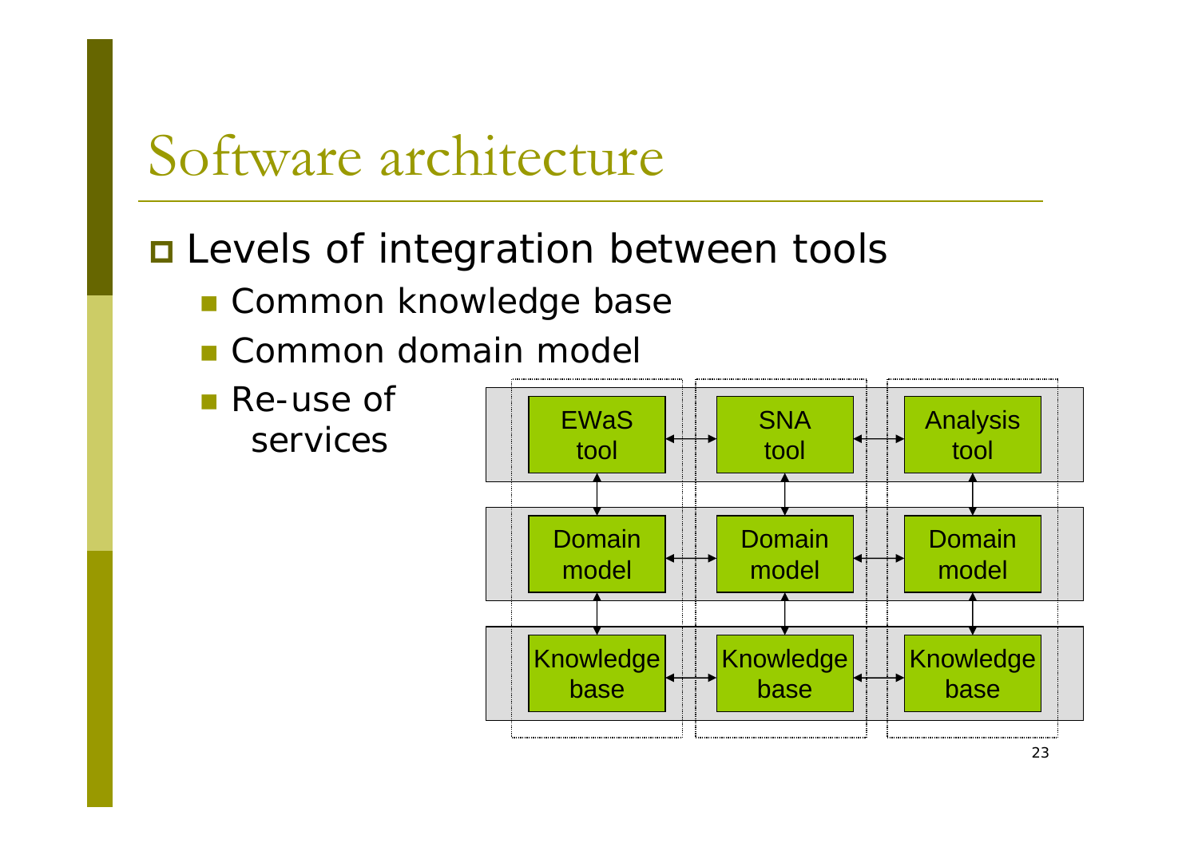# Software architecture

- Levels of integration between tools
  - Common knowledge base
  - Common domain model
  - Re-use of services

| EWaS tool | SNA tool | Analysis tool |
| --- | --- | --- |
| Domain model | Domain model | Domain model |
| Knowledge base | Knowledge base | Knowledge base |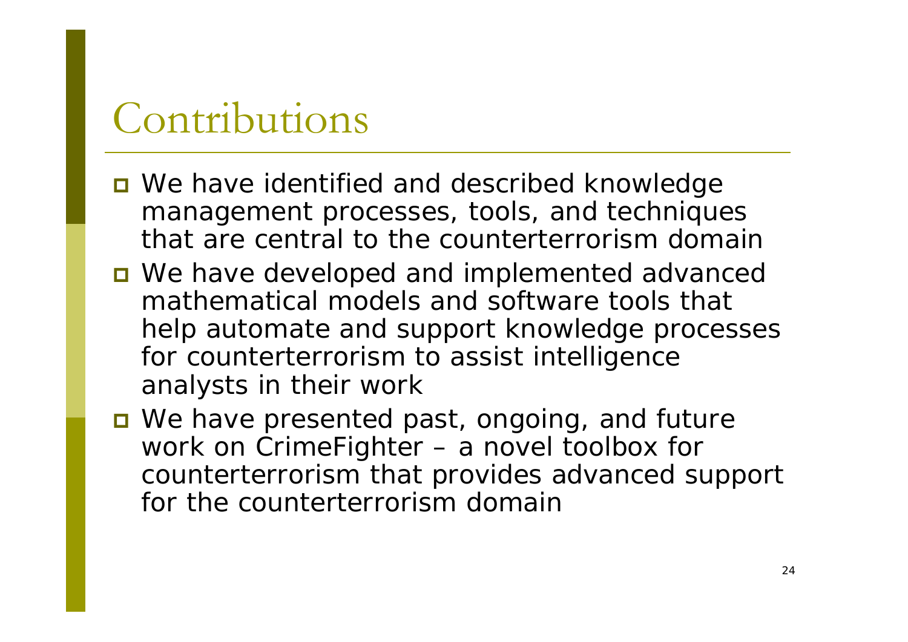# Contributions

- We have identified and described knowledge management processes, tools, and techniques that are central to the counterterrorism domain
- We have developed and implemented advanced mathematical models and software tools that help automate and support knowledge processes for counterterrorism to assist intelligence analysts in their work
- We have presented past, ongoing, and future work on CrimeFighter – a novel toolbox for counterterrorism that provides advanced support for the counterterrorism domain